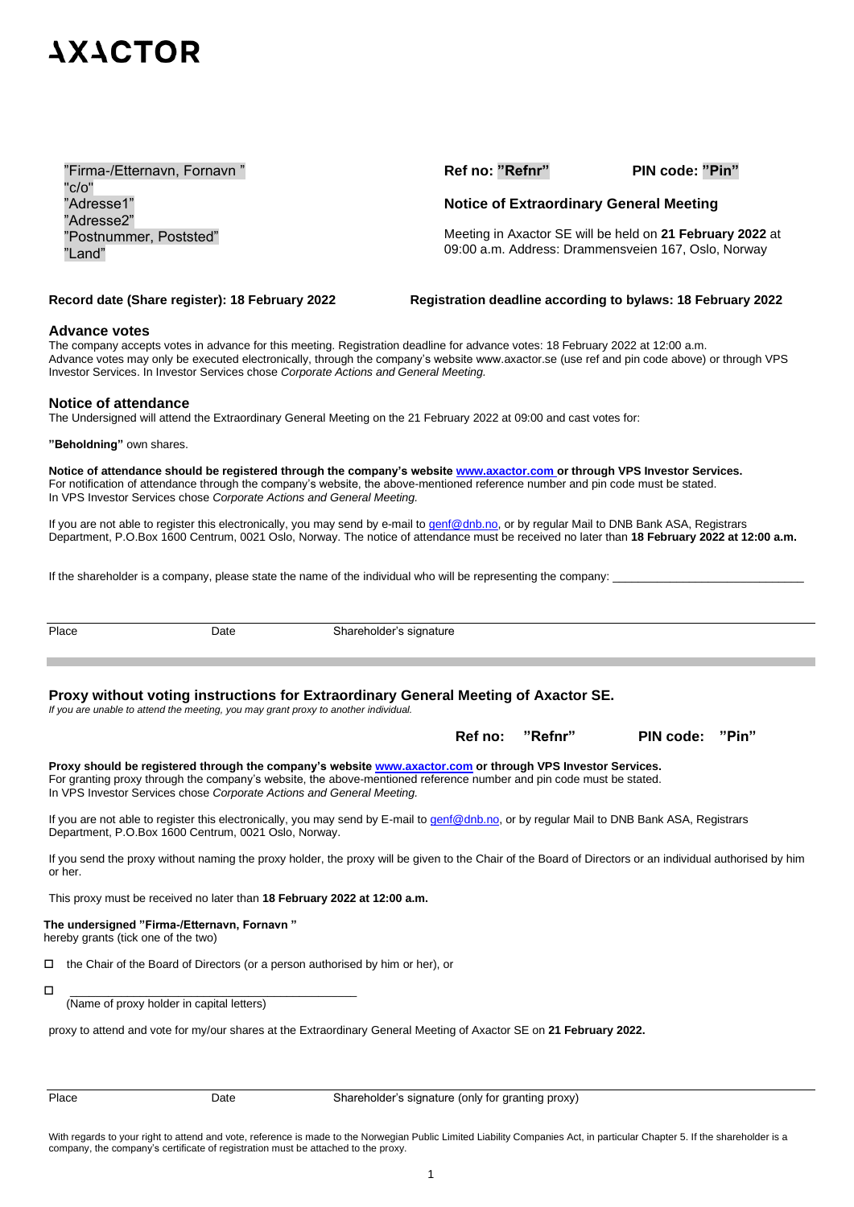# AXACTOR

"Firma-/Etternavn, Fornavn "
"c/o"
"Adresse1"
"Adresse2"
"Postnummer, Poststed"
"Land"

**Ref no: "Refnr"** **PIN code: "Pin"**

**Notice of Extraordinary General Meeting**

Meeting in Axactor SE will be held on **21 February 2022** at 09:00 a.m. Address: Drammensveien 167, Oslo, Norway

**Record date (Share register): 18 February 2022** **Registration deadline according to bylaws: 18 February 2022**

## Advance votes

The company accepts votes in advance for this meeting. Registration deadline for advance votes: 18 February 2022 at 12:00 a.m.
Advance votes may only be executed electronically, through the company's website www.axactor.se (use ref and pin code above) or through VPS Investor Services. In Investor Services chose *Corporate Actions and General Meeting.*

## Notice of attendance

The Undersigned will attend the Extraordinary General Meeting on the 21 February 2022 at 09:00 and cast votes for:

**"Beholdning"** own shares.

**Notice of attendance should be registered through the company's website www.axactor.com or through VPS Investor Services.**
For notification of attendance through the company's website, the above-mentioned reference number and pin code must be stated.
In VPS Investor Services chose *Corporate Actions and General Meeting.*

If you are not able to register this electronically, you may send by e-mail to genf@dnb.no, or by regular Mail to DNB Bank ASA, Registrars Department, P.O.Box 1600 Centrum, 0021 Oslo, Norway. The notice of attendance must be received no later than **18 February 2022 at 12:00 a.m.**

If the shareholder is a company, please state the name of the individual who will be representing the company: ______________________________

Place Date Shareholder's signature

## Proxy without voting instructions for Extraordinary General Meeting of Axactor SE.

*If you are unable to attend the meeting, you may grant proxy to another individual.*

**Ref no: "Refnr"** **PIN code: "Pin"**

**Proxy should be registered through the company's website www.axactor.com or through VPS Investor Services.**
For granting proxy through the company's website, the above-mentioned reference number and pin code must be stated.
In VPS Investor Services chose *Corporate Actions and General Meeting.*

If you are not able to register this electronically, you may send by E-mail to genf@dnb.no, or by regular Mail to DNB Bank ASA, Registrars Department, P.O.Box 1600 Centrum, 0021 Oslo, Norway.

If you send the proxy without naming the proxy holder, the proxy will be given to the Chair of the Board of Directors or an individual authorised by him or her.

This proxy must be received no later than **18 February 2022 at 12:00 a.m.**

**The undersigned "Firma-/Etternavn, Fornavn "**
hereby grants (tick one of the two)

- ☐ the Chair of the Board of Directors (or a person authorised by him or her), or
- ☐ ____________________________________________
  (Name of proxy holder in capital letters)

proxy to attend and vote for my/our shares at the Extraordinary General Meeting of Axactor SE on **21 February 2022.**

Place Date Shareholder's signature (only for granting proxy)

With regards to your right to attend and vote, reference is made to the Norwegian Public Limited Liability Companies Act, in particular Chapter 5. If the shareholder is a company, the company's certificate of registration must be attached to the proxy.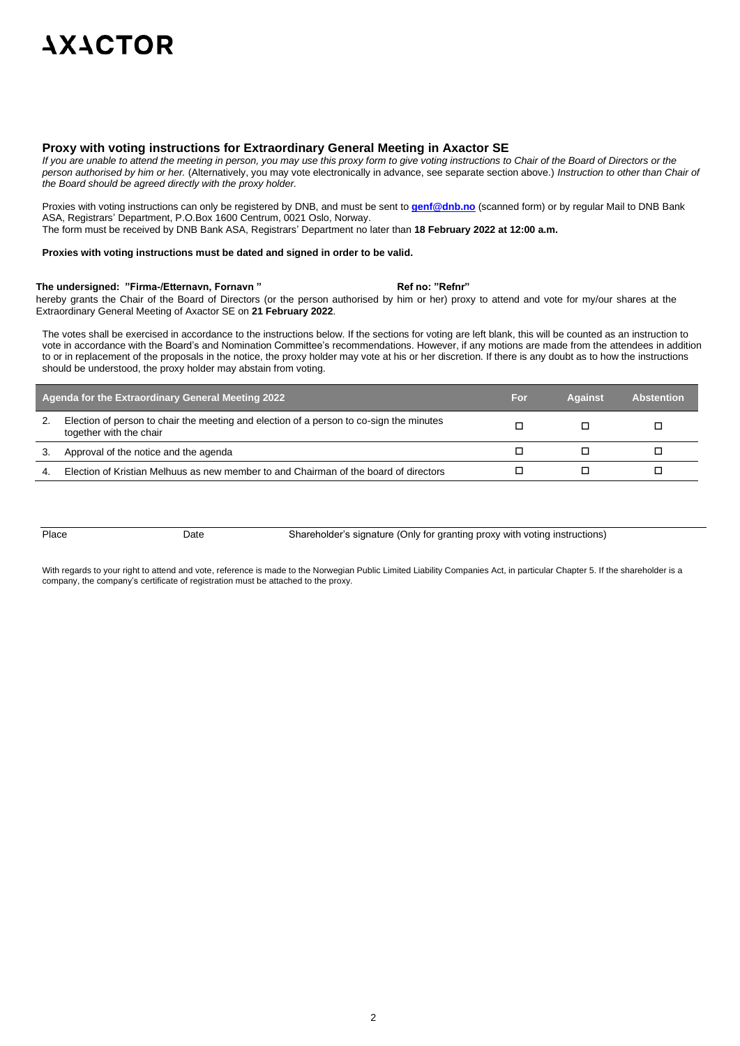# AXACTOR

## Proxy with voting instructions for Extraordinary General Meeting in Axactor SE

*If you are unable to attend the meeting in person, you may use this proxy form to give voting instructions to Chair of the Board of Directors or the person authorised by him or her.* (Alternatively, you may vote electronically in advance, see separate section above.) *Instruction to other than Chair of the Board should be agreed directly with the proxy holder.*

Proxies with voting instructions can only be registered by DNB, and must be sent to **genf@dnb.no** (scanned form) or by regular Mail to DNB Bank ASA, Registrars' Department, P.O.Box 1600 Centrum, 0021 Oslo, Norway.
The form must be received by DNB Bank ASA, Registrars' Department no later than **18 February 2022 at 12:00 a.m.**

**Proxies with voting instructions must be dated and signed in order to be valid.**

**The undersigned: "Firma-/Etternavn, Fornavn "** **Ref no: "Refnr"**
hereby grants the Chair of the Board of Directors (or the person authorised by him or her) proxy to attend and vote for my/our shares at the Extraordinary General Meeting of Axactor SE on **21 February 2022**.

The votes shall be exercised in accordance to the instructions below. If the sections for voting are left blank, this will be counted as an instruction to vote in accordance with the Board's and Nomination Committee's recommendations. However, if any motions are made from the attendees in addition to or in replacement of the proposals in the notice, the proxy holder may vote at his or her discretion. If there is any doubt as to how the instructions should be understood, the proxy holder may abstain from voting.

| Agenda for the Extraordinary General Meeting 2022 | | For | Against | Abstention |
|---|---|---|---|---|
| 2. | Election of person to chair the meeting and election of a person to co-sign the minutes together with the chair | ☐ | ☐ | ☐ |
| 3. | Approval of the notice and the agenda | ☐ | ☐ | ☐ |
| 4. | Election of Kristian Melhuus as new member to and Chairman of the board of directors | ☐ | ☐ | ☐ |

Place | Date | Shareholder's signature (Only for granting proxy with voting instructions)

With regards to your right to attend and vote, reference is made to the Norwegian Public Limited Liability Companies Act, in particular Chapter 5. If the shareholder is a company, the company's certificate of registration must be attached to the proxy.